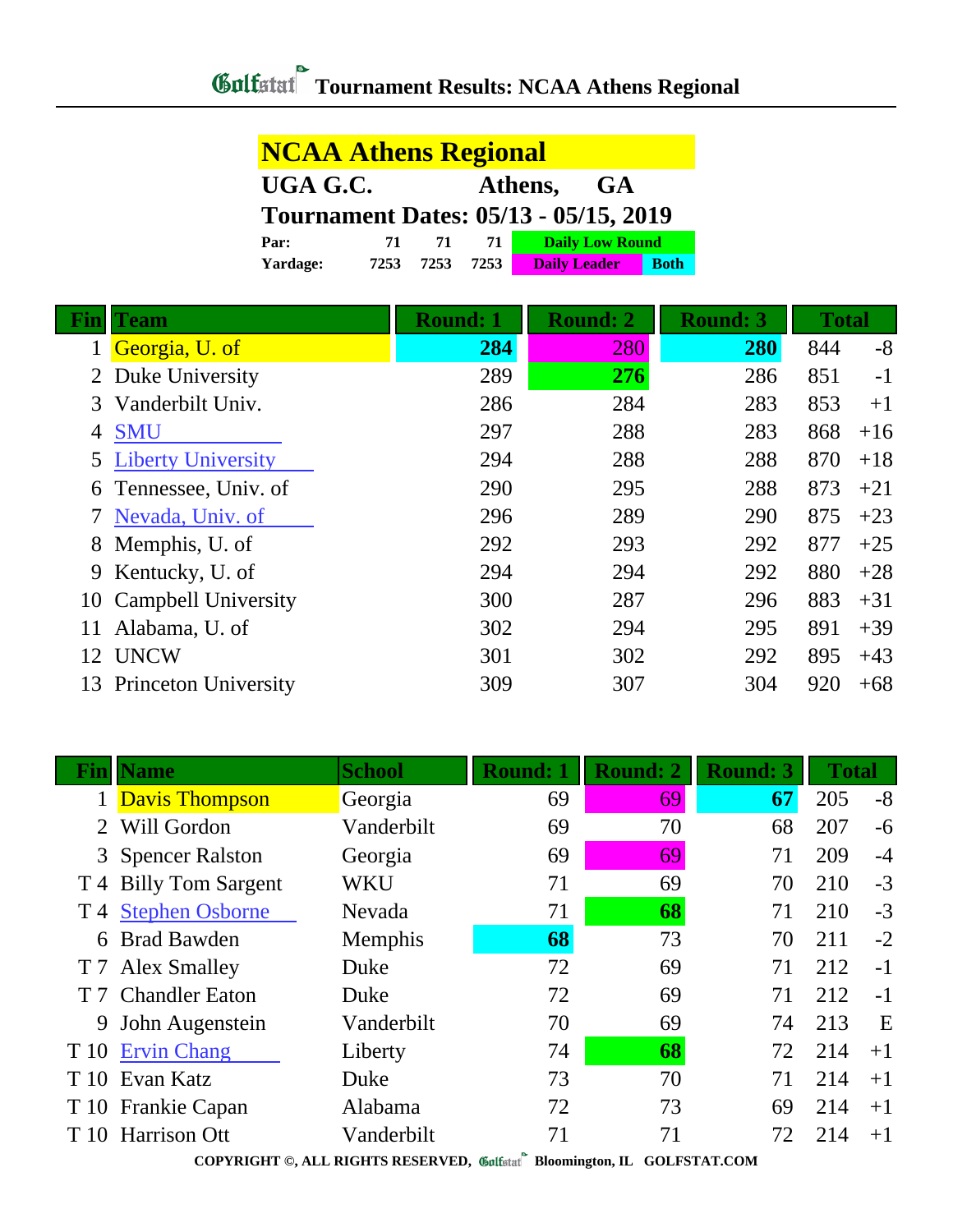# Golfstat Tournament Results: NCAA Athens Regional

## NCAA Athens Regional

**UGA G.C. Athens, GA**

**Tournament Dates: 05/13 - 05/15, 2019**

| | | | | |
|---|---|---|---|---|
| **Par:** | 71 | 71 | 71 | Daily Low Round |
| **Yardage:** | 7253 | 7253 | 7253 | Daily Leader / Both |

| Fin | Team | Round: 1 | Round: 2 | Round: 3 | Total | |
|---|---|---|---|---|---|---|
| 1 | Georgia, U. of | **284** | 280 | **280** | 844 | -8 |
| 2 | Duke University | 289 | **276** | 286 | 851 | -1 |
| 3 | Vanderbilt Univ. | 286 | 284 | 283 | 853 | +1 |
| 4 | SMU | 297 | 288 | 283 | 868 | +16 |
| 5 | Liberty University | 294 | 288 | 288 | 870 | +18 |
| 6 | Tennessee, Univ. of | 290 | 295 | 288 | 873 | +21 |
| 7 | Nevada, Univ. of | 296 | 289 | 290 | 875 | +23 |
| 8 | Memphis, U. of | 292 | 293 | 292 | 877 | +25 |
| 9 | Kentucky, U. of | 294 | 294 | 292 | 880 | +28 |
| 10 | Campbell University | 300 | 287 | 296 | 883 | +31 |
| 11 | Alabama, U. of | 302 | 294 | 295 | 891 | +39 |
| 12 | UNCW | 301 | 302 | 292 | 895 | +43 |
| 13 | Princeton University | 309 | 307 | 304 | 920 | +68 |

| Fin | Name | School | Round: 1 | Round: 2 | Round: 3 | Total | |
|---|---|---|---|---|---|---|---|
| 1 | Davis Thompson | Georgia | 69 | 69 | **67** | 205 | -8 |
| 2 | Will Gordon | Vanderbilt | 69 | 70 | 68 | 207 | -6 |
| 3 | Spencer Ralston | Georgia | 69 | 69 | 71 | 209 | -4 |
| T 4 | Billy Tom Sargent | WKU | 71 | 69 | 70 | 210 | -3 |
| T 4 | Stephen Osborne | Nevada | 71 | **68** | 71 | 210 | -3 |
| 6 | Brad Bawden | Memphis | **68** | 73 | 70 | 211 | -2 |
| T 7 | Alex Smalley | Duke | 72 | 69 | 71 | 212 | -1 |
| T 7 | Chandler Eaton | Duke | 72 | 69 | 71 | 212 | -1 |
| 9 | John Augenstein | Vanderbilt | 70 | 69 | 74 | 213 | E |
| T 10 | Ervin Chang | Liberty | 74 | **68** | 72 | 214 | +1 |
| T 10 | Evan Katz | Duke | 73 | 70 | 71 | 214 | +1 |
| T 10 | Frankie Capan | Alabama | 72 | 73 | 69 | 214 | +1 |
| T 10 | Harrison Ott | Vanderbilt | 71 | 71 | 72 | 214 | +1 |

COPYRIGHT ©, ALL RIGHTS RESERVED, Golfstat Bloomington, IL GOLFSTAT.COM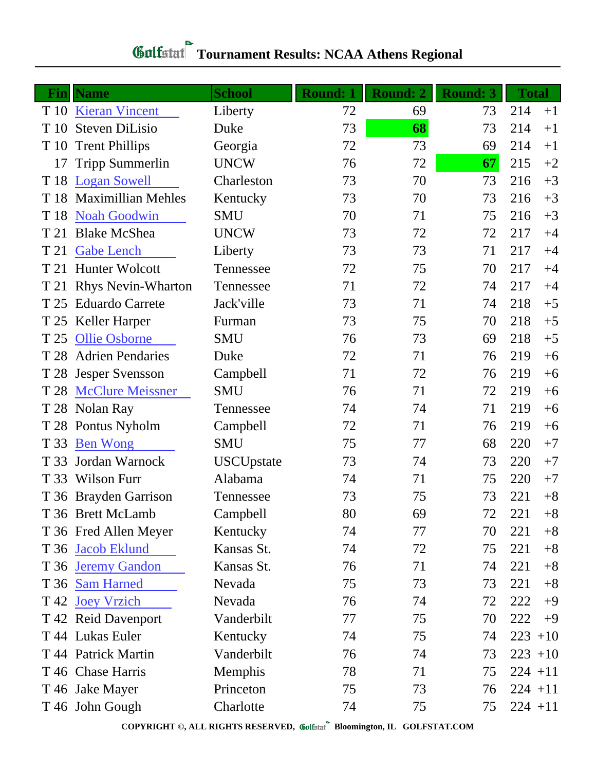# Tournament Results: NCAA Athens Regional

| Fin | Name | School | Round: 1 | Round: 2 | Round: 3 | Total | |
|---|---|---|---|---|---|---|---|
| T 10 | Kieran Vincent | Liberty | 72 | 69 | 73 | 214 | +1 |
| T 10 | Steven DiLisio | Duke | 73 | **68** | 73 | 214 | +1 |
| T 10 | Trent Phillips | Georgia | 72 | 73 | 69 | 214 | +1 |
| 17 | Tripp Summerlin | UNCW | 76 | 72 | **67** | 215 | +2 |
| T 18 | Logan Sowell | Charleston | 73 | 70 | 73 | 216 | +3 |
| T 18 | Maximillian Mehles | Kentucky | 73 | 70 | 73 | 216 | +3 |
| T 18 | Noah Goodwin | SMU | 70 | 71 | 75 | 216 | +3 |
| T 21 | Blake McShea | UNCW | 73 | 72 | 72 | 217 | +4 |
| T 21 | Gabe Lench | Liberty | 73 | 73 | 71 | 217 | +4 |
| T 21 | Hunter Wolcott | Tennessee | 72 | 75 | 70 | 217 | +4 |
| T 21 | Rhys Nevin-Wharton | Tennessee | 71 | 72 | 74 | 217 | +4 |
| T 25 | Eduardo Carrete | Jack'ville | 73 | 71 | 74 | 218 | +5 |
| T 25 | Keller Harper | Furman | 73 | 75 | 70 | 218 | +5 |
| T 25 | Ollie Osborne | SMU | 76 | 73 | 69 | 218 | +5 |
| T 28 | Adrien Pendaries | Duke | 72 | 71 | 76 | 219 | +6 |
| T 28 | Jesper Svensson | Campbell | 71 | 72 | 76 | 219 | +6 |
| T 28 | McClure Meissner | SMU | 76 | 71 | 72 | 219 | +6 |
| T 28 | Nolan Ray | Tennessee | 74 | 74 | 71 | 219 | +6 |
| T 28 | Pontus Nyholm | Campbell | 72 | 71 | 76 | 219 | +6 |
| T 33 | Ben Wong | SMU | 75 | 77 | 68 | 220 | +7 |
| T 33 | Jordan Warnock | USCUpstate | 73 | 74 | 73 | 220 | +7 |
| T 33 | Wilson Furr | Alabama | 74 | 71 | 75 | 220 | +7 |
| T 36 | Brayden Garrison | Tennessee | 73 | 75 | 73 | 221 | +8 |
| T 36 | Brett McLamb | Campbell | 80 | 69 | 72 | 221 | +8 |
| T 36 | Fred Allen Meyer | Kentucky | 74 | 77 | 70 | 221 | +8 |
| T 36 | Jacob Eklund | Kansas St. | 74 | 72 | 75 | 221 | +8 |
| T 36 | Jeremy Gandon | Kansas St. | 76 | 71 | 74 | 221 | +8 |
| T 36 | Sam Harned | Nevada | 75 | 73 | 73 | 221 | +8 |
| T 42 | Joey Vrzich | Nevada | 76 | 74 | 72 | 222 | +9 |
| T 42 | Reid Davenport | Vanderbilt | 77 | 75 | 70 | 222 | +9 |
| T 44 | Lukas Euler | Kentucky | 74 | 75 | 74 | 223 | +10 |
| T 44 | Patrick Martin | Vanderbilt | 76 | 74 | 73 | 223 | +10 |
| T 46 | Chase Harris | Memphis | 78 | 71 | 75 | 224 | +11 |
| T 46 | Jake Mayer | Princeton | 75 | 73 | 76 | 224 | +11 |
| T 46 | John Gough | Charlotte | 74 | 75 | 75 | 224 | +11 |

COPYRIGHT ©, ALL RIGHTS RESERVED, Golfstat Bloomington, IL GOLFSTAT.COM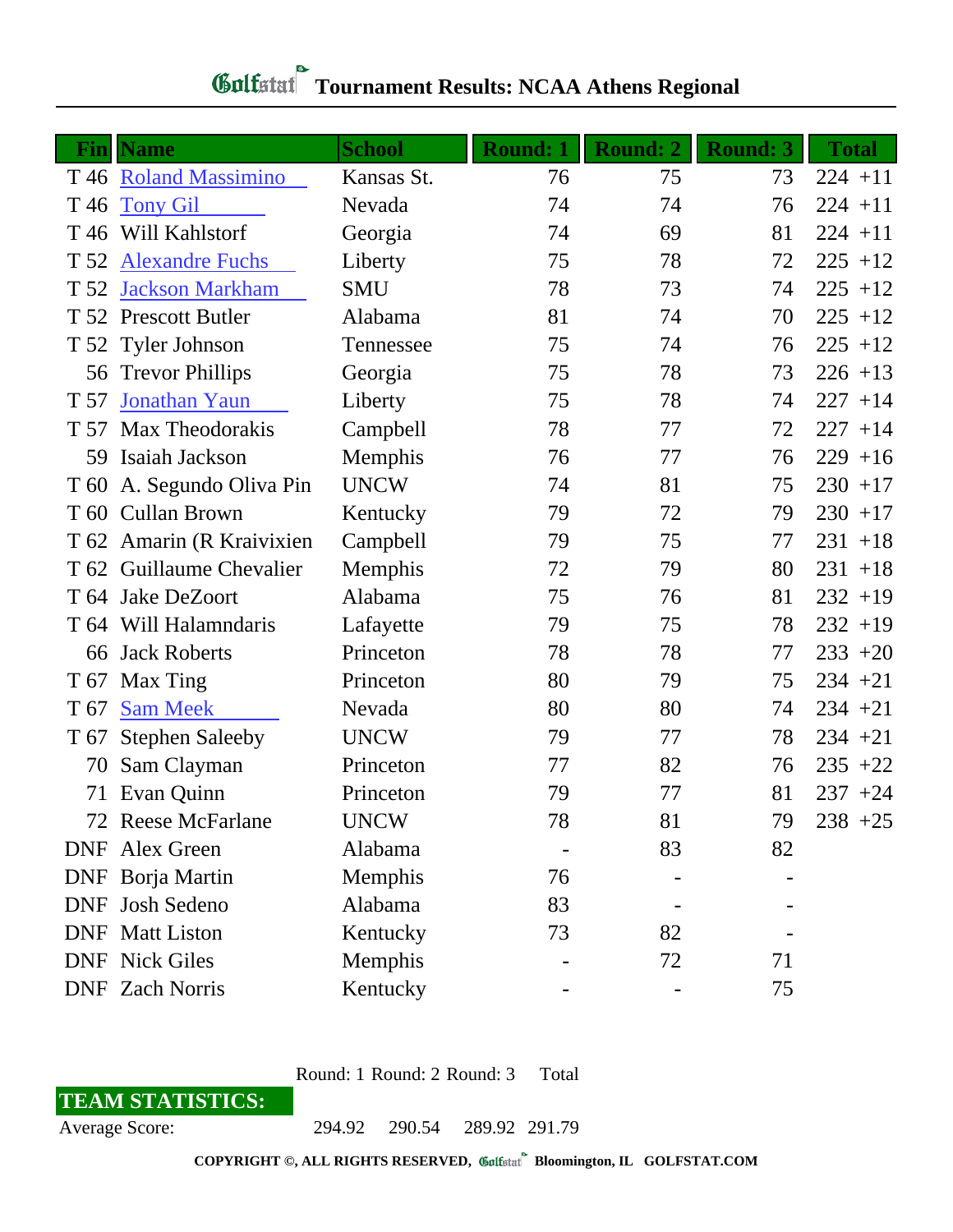# Golfstat Tournament Results: NCAA Athens Regional

| Fin | Name | School | Round: 1 | Round: 2 | Round: 3 | Total | |
|---|---|---|---|---|---|---|---|
| T 46 | Roland Massimino | Kansas St. | 76 | 75 | 73 | 224 | +11 |
| T 46 | Tony Gil | Nevada | 74 | 74 | 76 | 224 | +11 |
| T 46 | Will Kahlstorf | Georgia | 74 | 69 | 81 | 224 | +11 |
| T 52 | Alexandre Fuchs | Liberty | 75 | 78 | 72 | 225 | +12 |
| T 52 | Jackson Markham | SMU | 78 | 73 | 74 | 225 | +12 |
| T 52 | Prescott Butler | Alabama | 81 | 74 | 70 | 225 | +12 |
| T 52 | Tyler Johnson | Tennessee | 75 | 74 | 76 | 225 | +12 |
| 56 | Trevor Phillips | Georgia | 75 | 78 | 73 | 226 | +13 |
| T 57 | Jonathan Yaun | Liberty | 75 | 78 | 74 | 227 | +14 |
| T 57 | Max Theodorakis | Campbell | 78 | 77 | 72 | 227 | +14 |
| 59 | Isaiah Jackson | Memphis | 76 | 77 | 76 | 229 | +16 |
| T 60 | A. Segundo Oliva Pin | UNCW | 74 | 81 | 75 | 230 | +17 |
| T 60 | Cullan Brown | Kentucky | 79 | 72 | 79 | 230 | +17 |
| T 62 | Amarin (R Kraivixien | Campbell | 79 | 75 | 77 | 231 | +18 |
| T 62 | Guillaume Chevalier | Memphis | 72 | 79 | 80 | 231 | +18 |
| T 64 | Jake DeZoort | Alabama | 75 | 76 | 81 | 232 | +19 |
| T 64 | Will Halamndaris | Lafayette | 79 | 75 | 78 | 232 | +19 |
| 66 | Jack Roberts | Princeton | 78 | 78 | 77 | 233 | +20 |
| T 67 | Max Ting | Princeton | 80 | 79 | 75 | 234 | +21 |
| T 67 | Sam Meek | Nevada | 80 | 80 | 74 | 234 | +21 |
| T 67 | Stephen Saleeby | UNCW | 79 | 77 | 78 | 234 | +21 |
| 70 | Sam Clayman | Princeton | 77 | 82 | 76 | 235 | +22 |
| 71 | Evan Quinn | Princeton | 79 | 77 | 81 | 237 | +24 |
| 72 | Reese McFarlane | UNCW | 78 | 81 | 79 | 238 | +25 |
| DNF | Alex Green | Alabama | - | 83 | 82 | | |
| DNF | Borja Martin | Memphis | 76 | - | - | | |
| DNF | Josh Sedeno | Alabama | 83 | - | - | | |
| DNF | Matt Liston | Kentucky | 73 | 82 | - | | |
| DNF | Nick Giles | Memphis | - | 72 | 71 | | |
| DNF | Zach Norris | Kentucky | - | - | 75 | | |

| TEAM STATISTICS: | Round: 1 | Round: 2 | Round: 3 | Total |
|---|---|---|---|---|
| Average Score: | 294.92 | 290.54 | 289.92 | 291.79 |

**COPYRIGHT ©, ALL RIGHTS RESERVED, Golfstat Bloomington, IL GOLFSTAT.COM**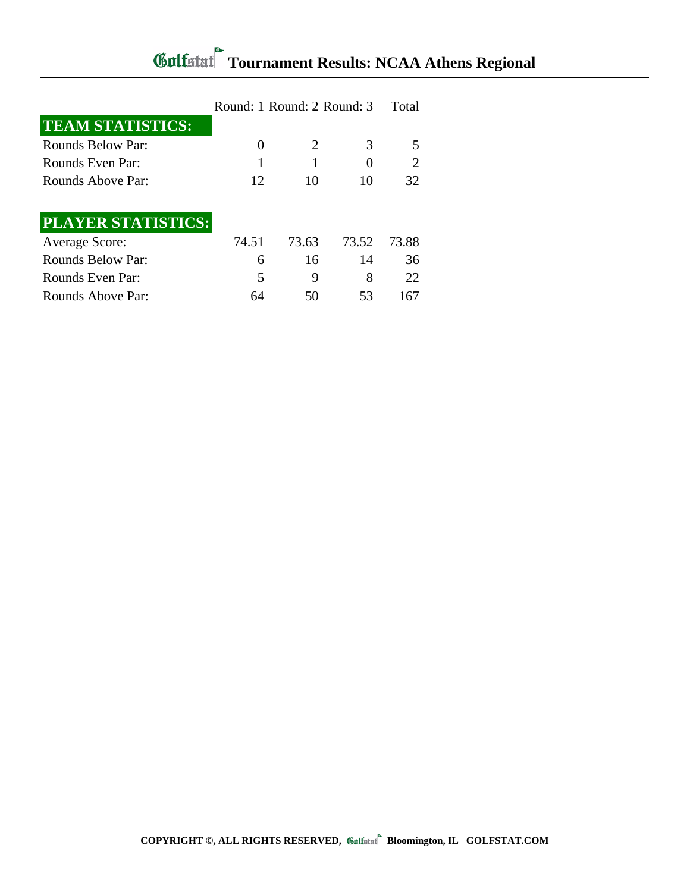# Golfstat Tournament Results: NCAA Athens Regional

| | Round: 1 | Round: 2 | Round: 3 | Total |
|---|---|---|---|---|
| **TEAM STATISTICS:** | | | | |
| Rounds Below Par: | 0 | 2 | 3 | 5 |
| Rounds Even Par: | 1 | 1 | 0 | 2 |
| Rounds Above Par: | 12 | 10 | 10 | 32 |
| | | | | |
| **PLAYER STATISTICS:** | | | | |
| Average Score: | 74.51 | 73.63 | 73.52 | 73.88 |
| Rounds Below Par: | 6 | 16 | 14 | 36 |
| Rounds Even Par: | 5 | 9 | 8 | 22 |
| Rounds Above Par: | 64 | 50 | 53 | 167 |

**COPYRIGHT ©, ALL RIGHTS RESERVED, Golfstat Bloomington, IL GOLFSTAT.COM**